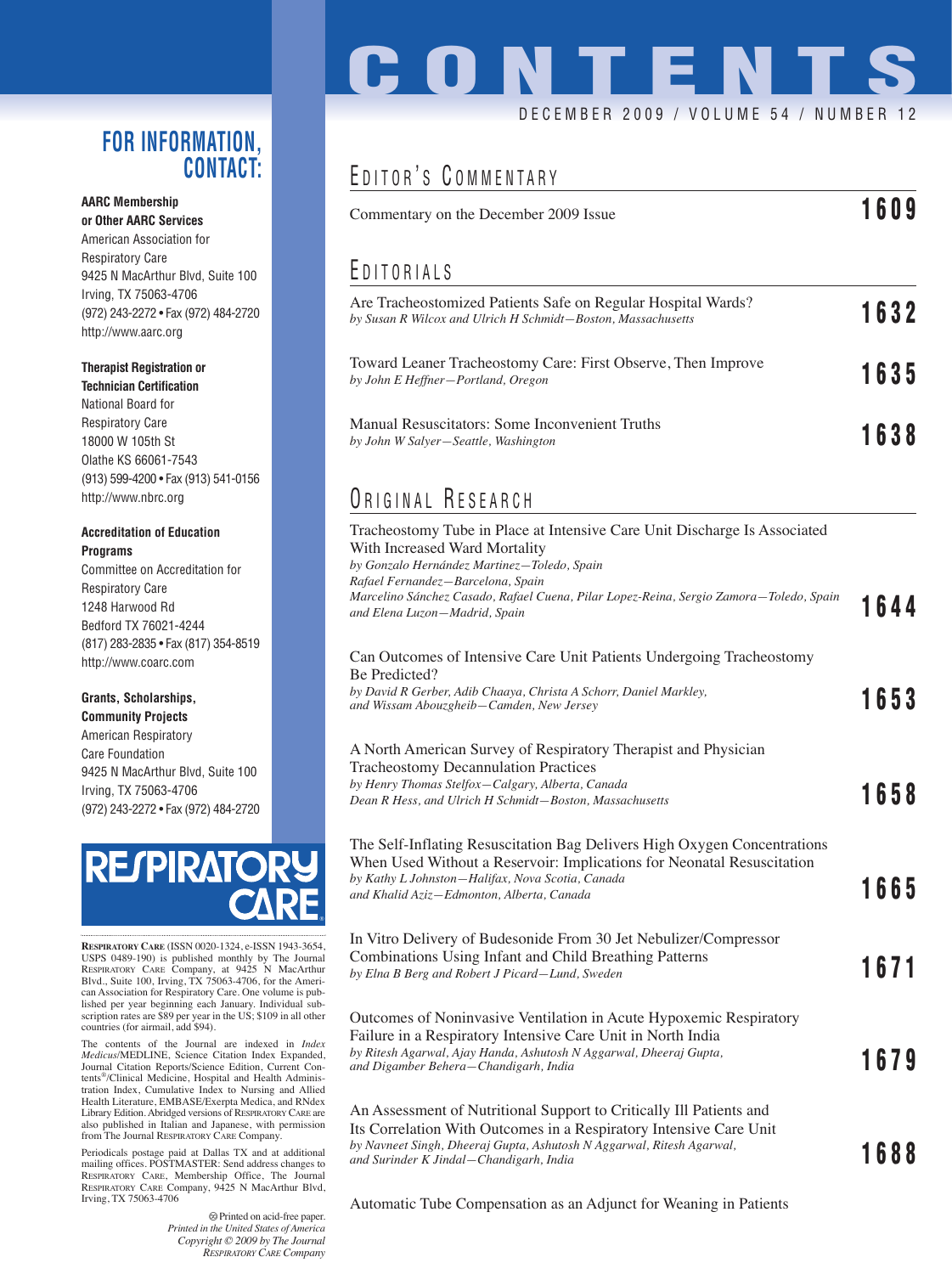# CONTENTS

DECEMBER 2009 / VOLUME 54 / NUMBER 12

## EDITOR'S COMMENTARY

Commentary on the December 2009 Issue **1609**

## EDITORIALS

Are Tracheostomized Patients Safe on Regular Hospital Wards?
*by Susan R Wilcox and Ulrich H Schmidt—Boston, Massachusetts* **1632**

Toward Leaner Tracheostomy Care: First Observe, Then Improve
*by John E Heffner—Portland, Oregon* **1635**

Manual Resuscitators: Some Inconvenient Truths
*by John W Salyer—Seattle, Washington* **1638**

## ORIGINAL RESEARCH

Tracheostomy Tube in Place at Intensive Care Unit Discharge Is Associated With Increased Ward Mortality
*by Gonzalo Hernández Martinez—Toledo, Spain*
*Rafael Fernandez—Barcelona, Spain*
*Marcelino Sánchez Casado, Rafael Cuena, Pilar Lopez-Reina, Sergio Zamora—Toledo, Spain and Elena Luzon—Madrid, Spain* **1644**

Can Outcomes of Intensive Care Unit Patients Undergoing Tracheostomy Be Predicted?
*by David R Gerber, Adib Chaaya, Christa A Schorr, Daniel Markley, and Wissam Abouzgheib—Camden, New Jersey* **1653**

A North American Survey of Respiratory Therapist and Physician Tracheostomy Decannulation Practices
*by Henry Thomas Stelfox—Calgary, Alberta, Canada*
*Dean R Hess, and Ulrich H Schmidt—Boston, Massachusetts* **1658**

The Self-Inflating Resuscitation Bag Delivers High Oxygen Concentrations When Used Without a Reservoir: Implications for Neonatal Resuscitation
*by Kathy L Johnston—Halifax, Nova Scotia, Canada*
*and Khalid Aziz—Edmonton, Alberta, Canada* **1665**

In Vitro Delivery of Budesonide From 30 Jet Nebulizer/Compressor Combinations Using Infant and Child Breathing Patterns
*by Elna B Berg and Robert J Picard—Lund, Sweden* **1671**

Outcomes of Noninvasive Ventilation in Acute Hypoxemic Respiratory Failure in a Respiratory Intensive Care Unit in North India
*by Ritesh Agarwal, Ajay Handa, Ashutosh N Aggarwal, Dheeraj Gupta, and Digamber Behera—Chandigarh, India* **1679**

An Assessment of Nutritional Support to Critically Ill Patients and Its Correlation With Outcomes in a Respiratory Intensive Care Unit
*by Navneet Singh, Dheeraj Gupta, Ashutosh N Aggarwal, Ritesh Agarwal, and Surinder K Jindal—Chandigarh, India* **1688**

Automatic Tube Compensation as an Adjunct for Weaning in Patients

## FOR INFORMATION, CONTACT:

**AARC Membership or Other AARC Services**
American Association for Respiratory Care
9425 N MacArthur Blvd, Suite 100
Irving, TX 75063-4706
(972) 243-2272 • Fax (972) 484-2720
http://www.aarc.org

**Therapist Registration or Technician Certification**
National Board for Respiratory Care
18000 W 105th St
Olathe KS 66061-7543
(913) 599-4200 • Fax (913) 541-0156
http://www.nbrc.org

**Accreditation of Education Programs**
Committee on Accreditation for Respiratory Care
1248 Harwood Rd
Bedford TX 76021-4244
(817) 283-2835 • Fax (817) 354-8519
http://www.coarc.com

**Grants, Scholarships, Community Projects**
American Respiratory Care Foundation
9425 N MacArthur Blvd, Suite 100
Irving, TX 75063-4706
(972) 243-2272 • Fax (972) 484-2720

RESPIRATORY CARE

**RESPIRATORY CARE** (ISSN 0020-1324, e-ISSN 1943-3654, USPS 0489-190) is published monthly by The Journal RESPIRATORY CARE Company, at 9425 N MacArthur Blvd., Suite 100, Irving, TX 75063-4706, for the American Association for Respiratory Care. One volume is published per year beginning each January. Individual subscription rates are $89 per year in the US; $109 in all other countries (for airmail, add $94).

The contents of the Journal are indexed in *Index Medicus*/MEDLINE, Science Citation Index Expanded, Journal Citation Reports/Science Edition, Current Contents®/Clinical Medicine, Hospital and Health Administration Index, Cumulative Index to Nursing and Allied Health Literature, EMBASE/Exerpta Medica, and RNdex Library Edition. Abridged versions of RESPIRATORY CARE are also published in Italian and Japanese, with permission from The Journal RESPIRATORY CARE Company.

Periodicals postage paid at Dallas TX and at additional mailing offices. POSTMASTER: Send address changes to RESPIRATORY CARE, Membership Office, The Journal RESPIRATORY CARE Company, 9425 N MacArthur Blvd, Irving, TX 75063-4706

Printed on acid-free paper.
*Printed in the United States of America*
*Copyright © 2009 by The Journal RESPIRATORY CARE Company*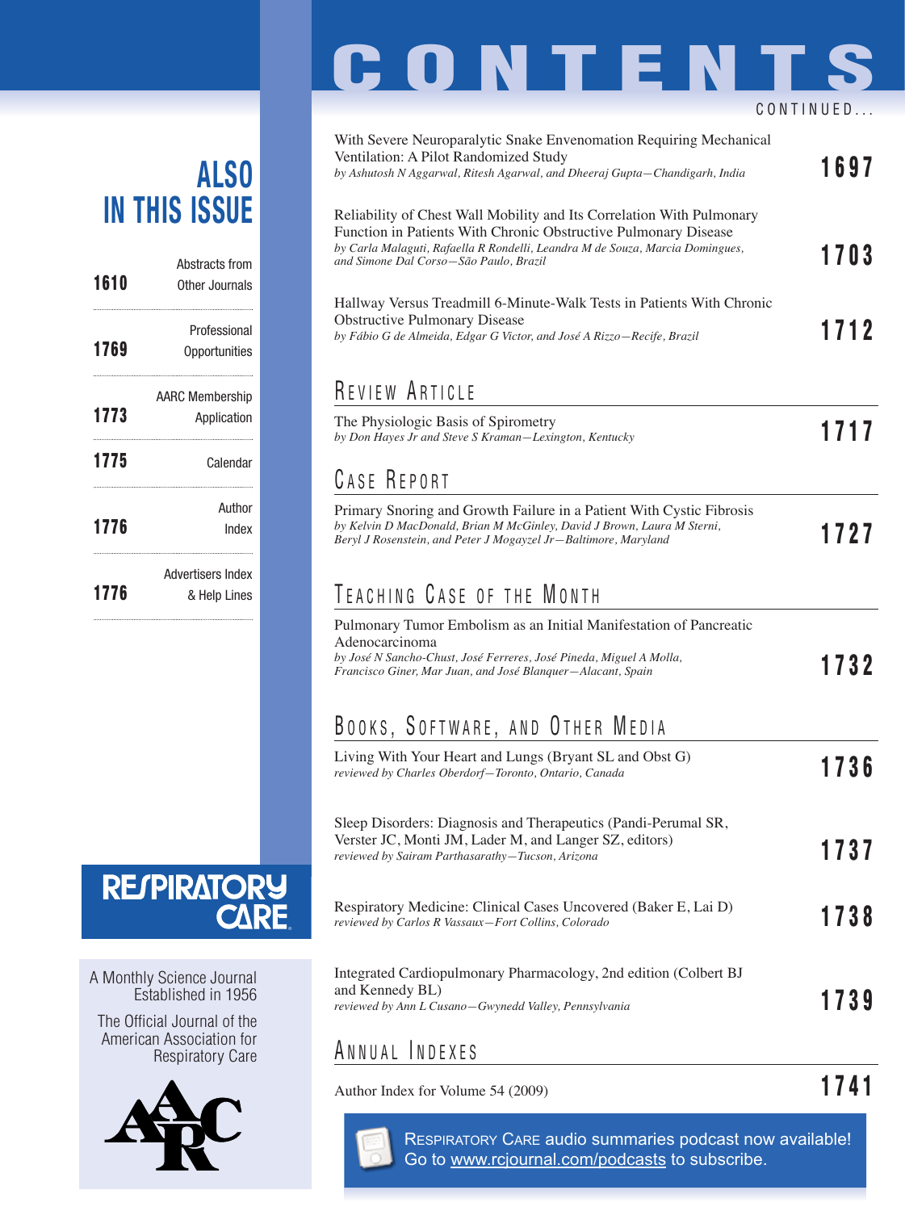# CONTENTS

CONTINUED...

With Severe Neuroparalytic Snake Envenomation Requiring Mechanical Ventilation: A Pilot Randomized Study
*by Ashutosh N Aggarwal, Ritesh Agarwal, and Dheeraj Gupta—Chandigarh, India* **1697**

Reliability of Chest Wall Mobility and Its Correlation With Pulmonary Function in Patients With Chronic Obstructive Pulmonary Disease
*by Carla Malaguti, Rafaella R Rondelli, Leandra M de Souza, Marcia Domingues, and Simone Dal Corso—São Paulo, Brazil* **1703**

Hallway Versus Treadmill 6-Minute-Walk Tests in Patients With Chronic Obstructive Pulmonary Disease
*by Fábio G de Almeida, Edgar G Victor, and José A Rizzo—Recife, Brazil* **1712**

## Review Article

The Physiologic Basis of Spirometry
*by Don Hayes Jr and Steve S Kraman—Lexington, Kentucky* **1717**

## Case Report

Primary Snoring and Growth Failure in a Patient With Cystic Fibrosis
*by Kelvin D MacDonald, Brian M McGinley, David J Brown, Laura M Sterni, Beryl J Rosenstein, and Peter J Mogayzel Jr—Baltimore, Maryland* **1727**

## Teaching Case of the Month

Pulmonary Tumor Embolism as an Initial Manifestation of Pancreatic Adenocarcinoma
*by José N Sancho-Chust, José Ferreres, José Pineda, Miguel A Molla, Francisco Giner, Mar Juan, and José Blanquer—Alacant, Spain* **1732**

## Books, Software, and Other Media

Living With Your Heart and Lungs (Bryant SL and Obst G)
*reviewed by Charles Oberdorf—Toronto, Ontario, Canada* **1736**

Sleep Disorders: Diagnosis and Therapeutics (Pandi-Perumal SR, Verster JC, Monti JM, Lader M, and Langer SZ, editors)
*reviewed by Sairam Parthasarathy—Tucson, Arizona* **1737**

Respiratory Medicine: Clinical Cases Uncovered (Baker E, Lai D)
*reviewed by Carlos R Vassaux—Fort Collins, Colorado* **1738**

Integrated Cardiopulmonary Pharmacology, 2nd edition (Colbert BJ and Kennedy BL)
*reviewed by Ann L Cusano—Gwynedd Valley, Pennsylvania* **1739**

## Annual Indexes

Author Index for Volume 54 (2009) **1741**

RESPIRATORY CARE audio summaries podcast now available! Go to www.rcjournal.com/podcasts to subscribe.

## ALSO IN THIS ISSUE

| | |
|---|---|
| 1610 | Abstracts from Other Journals |
| 1769 | Professional Opportunities |
| 1773 | AARC Membership Application |
| 1775 | Calendar |
| 1776 | Author Index |
| 1776 | Advertisers Index & Help Lines |

RESPIRATORY CARE

A Monthly Science Journal Established in 1956

The Official Journal of the American Association for Respiratory Care

AARC